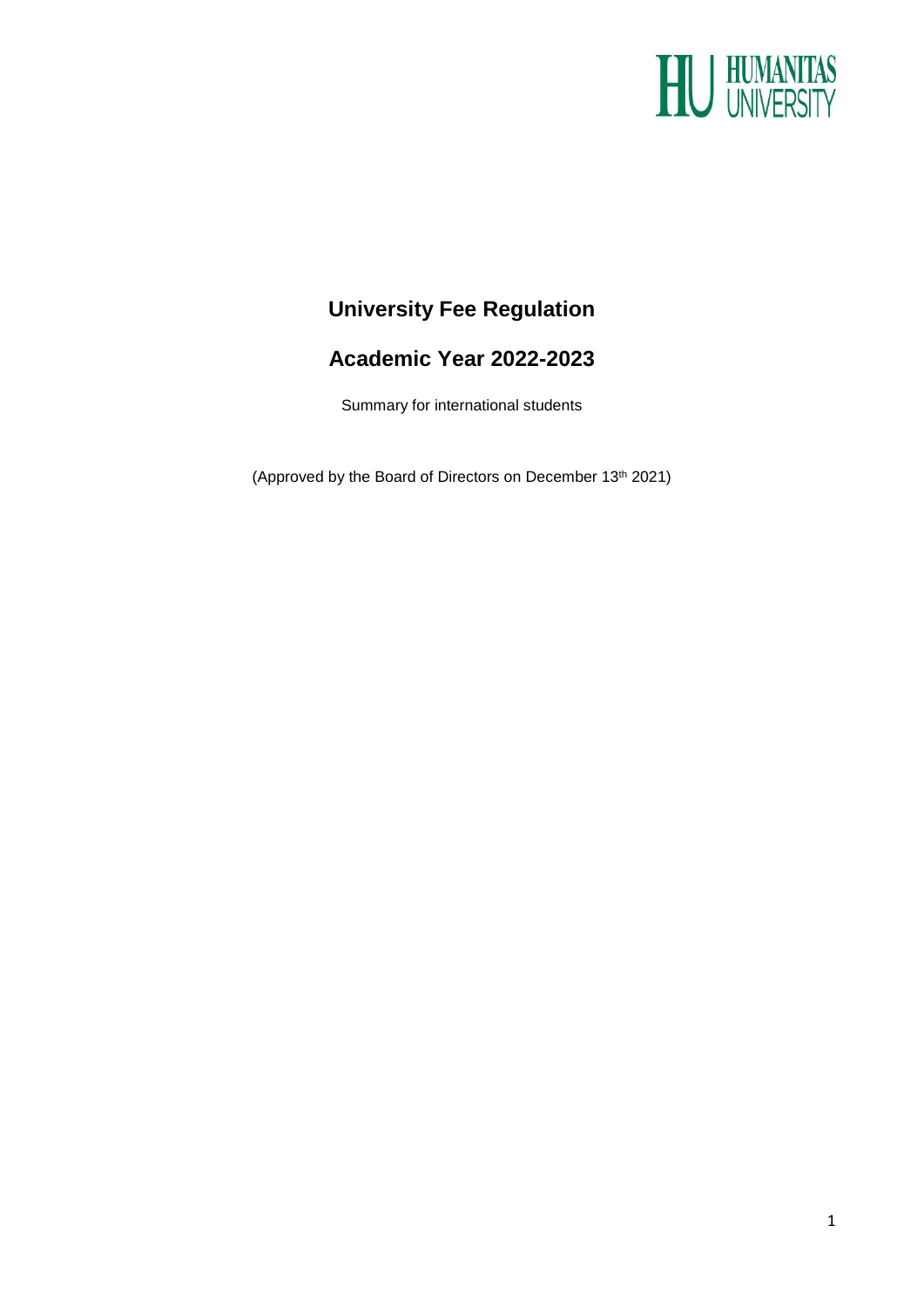# University Fee Regulation

## Academic Year 2022-2023

Summary for international students

(Approved by the Board of Directors on December 13th 2021)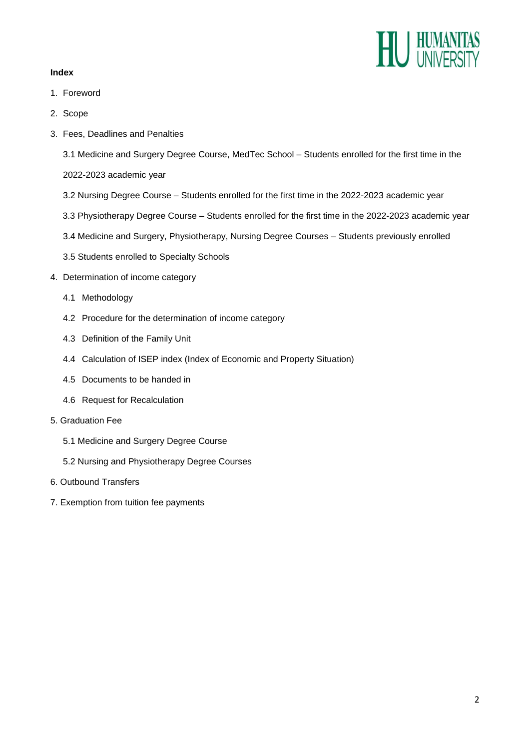**Index**

1. Foreword
2. Scope
3. Fees, Deadlines and Penalties
   - 3.1 Medicine and Surgery Degree Course, MedTec School – Students enrolled for the first time in the 2022-2023 academic year
   - 3.2 Nursing Degree Course – Students enrolled for the first time in the 2022-2023 academic year
   - 3.3 Physiotherapy Degree Course – Students enrolled for the first time in the 2022-2023 academic year
   - 3.4 Medicine and Surgery, Physiotherapy, Nursing Degree Courses – Students previously enrolled
   - 3.5 Students enrolled to Specialty Schools
4. Determination of income category
   - 4.1 Methodology
   - 4.2 Procedure for the determination of income category
   - 4.3 Definition of the Family Unit
   - 4.4 Calculation of ISEP index (Index of Economic and Property Situation)
   - 4.5 Documents to be handed in
   - 4.6 Request for Recalculation
5. Graduation Fee
   - 5.1 Medicine and Surgery Degree Course
   - 5.2 Nursing and Physiotherapy Degree Courses
6. Outbound Transfers
7. Exemption from tuition fee payments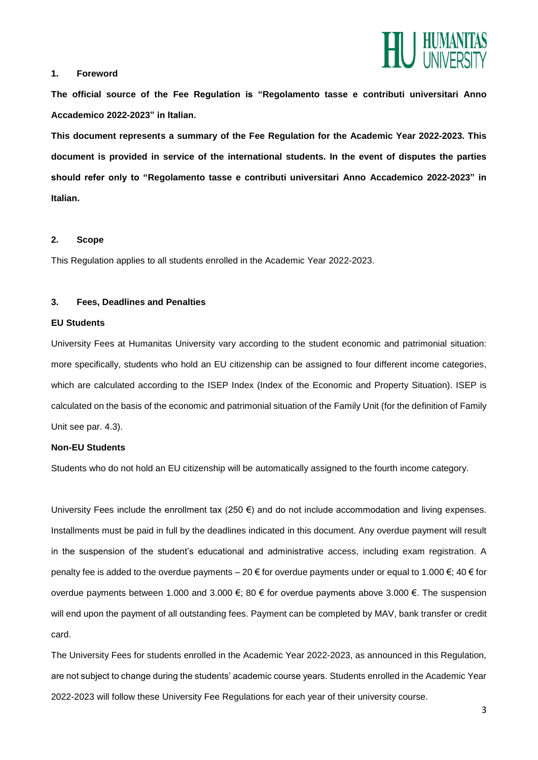## 1. Foreword

**The official source of the Fee Regulation is "Regolamento tasse e contributi universitari Anno Accademico 2022-2023" in Italian.**

**This document represents a summary of the Fee Regulation for the Academic Year 2022-2023. This document is provided in service of the international students. In the event of disputes the parties should refer only to "Regolamento tasse e contributi universitari Anno Accademico 2022-2023" in Italian.**

## 2. Scope

This Regulation applies to all students enrolled in the Academic Year 2022-2023.

## 3. Fees, Deadlines and Penalties

**EU Students**

University Fees at Humanitas University vary according to the student economic and patrimonial situation: more specifically, students who hold an EU citizenship can be assigned to four different income categories, which are calculated according to the ISEP Index (Index of the Economic and Property Situation). ISEP is calculated on the basis of the economic and patrimonial situation of the Family Unit (for the definition of Family Unit see par. 4.3).

**Non-EU Students**

Students who do not hold an EU citizenship will be automatically assigned to the fourth income category.

University Fees include the enrollment tax (250 €) and do not include accommodation and living expenses. Installments must be paid in full by the deadlines indicated in this document. Any overdue payment will result in the suspension of the student's educational and administrative access, including exam registration. A penalty fee is added to the overdue payments – 20 € for overdue payments under or equal to 1.000 €; 40 € for overdue payments between 1.000 and 3.000 €; 80 € for overdue payments above 3.000 €. The suspension will end upon the payment of all outstanding fees. Payment can be completed by MAV, bank transfer or credit card.

The University Fees for students enrolled in the Academic Year 2022-2023, as announced in this Regulation, are not subject to change during the students' academic course years. Students enrolled in the Academic Year 2022-2023 will follow these University Fee Regulations for each year of their university course.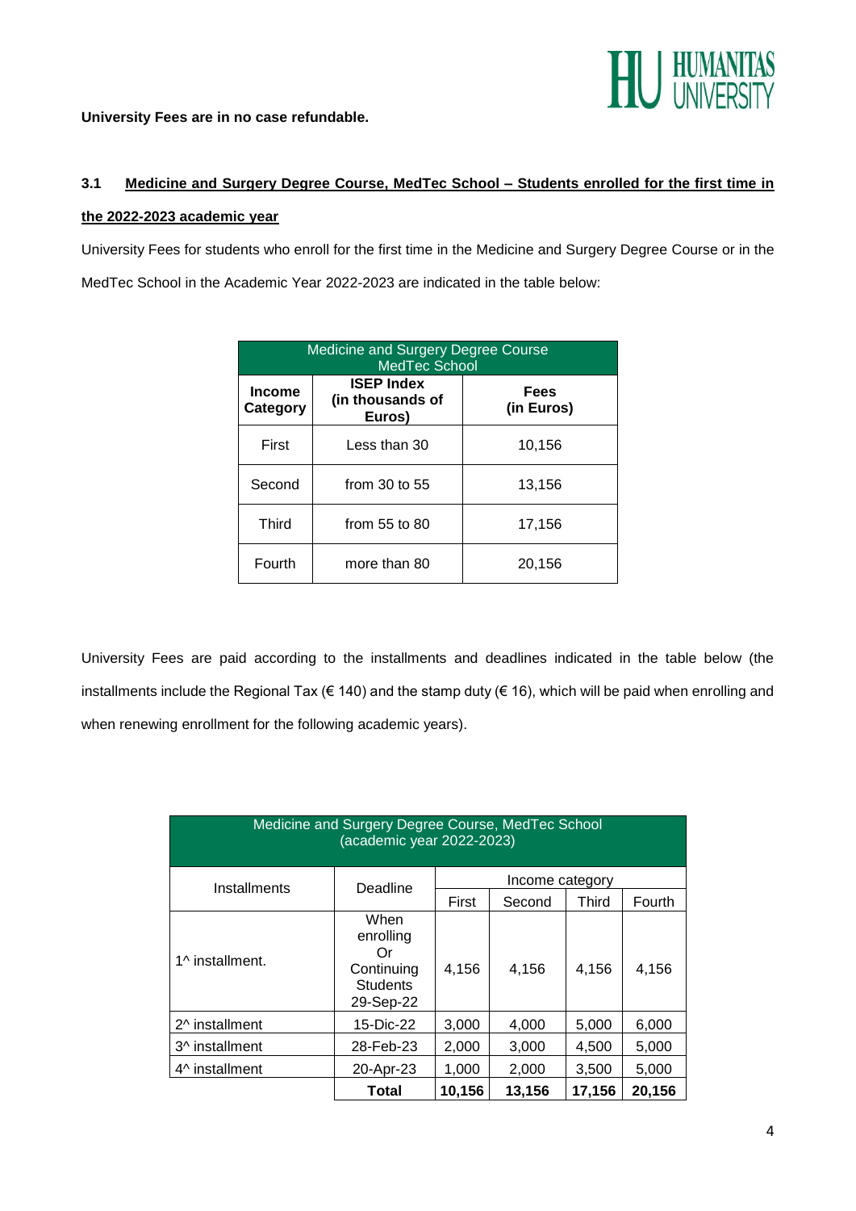**University Fees are in no case refundable.**

### 3.1 Medicine and Surgery Degree Course, MedTec School – Students enrolled for the first time in the 2022-2023 academic year

University Fees for students who enroll for the first time in the Medicine and Surgery Degree Course or in the MedTec School in the Academic Year 2022-2023 are indicated in the table below:

| Medicine and Surgery Degree Course MedTec School | | |
|---|---|---|
| **Income Category** | **ISEP Index (in thousands of Euros)** | **Fees (in Euros)** |
| First | Less than 30 | 10,156 |
| Second | from 30 to 55 | 13,156 |
| Third | from 55 to 80 | 17,156 |
| Fourth | more than 80 | 20,156 |

University Fees are paid according to the installments and deadlines indicated in the table below (the installments include the Regional Tax (€ 140) and the stamp duty (€ 16), which will be paid when enrolling and when renewing enrollment for the following academic years).

| Medicine and Surgery Degree Course, MedTec School (academic year 2022-2023) | | | | | |
|---|---|---|---|---|---|
| Installments | Deadline | Income category | | | |
| | | First | Second | Third | Fourth |
| 1^ installment. | When enrolling Or Continuing Students 29-Sep-22 | 4,156 | 4,156 | 4,156 | 4,156 |
| 2^ installment | 15-Dic-22 | 3,000 | 4,000 | 5,000 | 6,000 |
| 3^ installment | 28-Feb-23 | 2,000 | 3,000 | 4,500 | 5,000 |
| 4^ installment | 20-Apr-23 | 1,000 | 2,000 | 3,500 | 5,000 |
| | **Total** | **10,156** | **13,156** | **17,156** | **20,156** |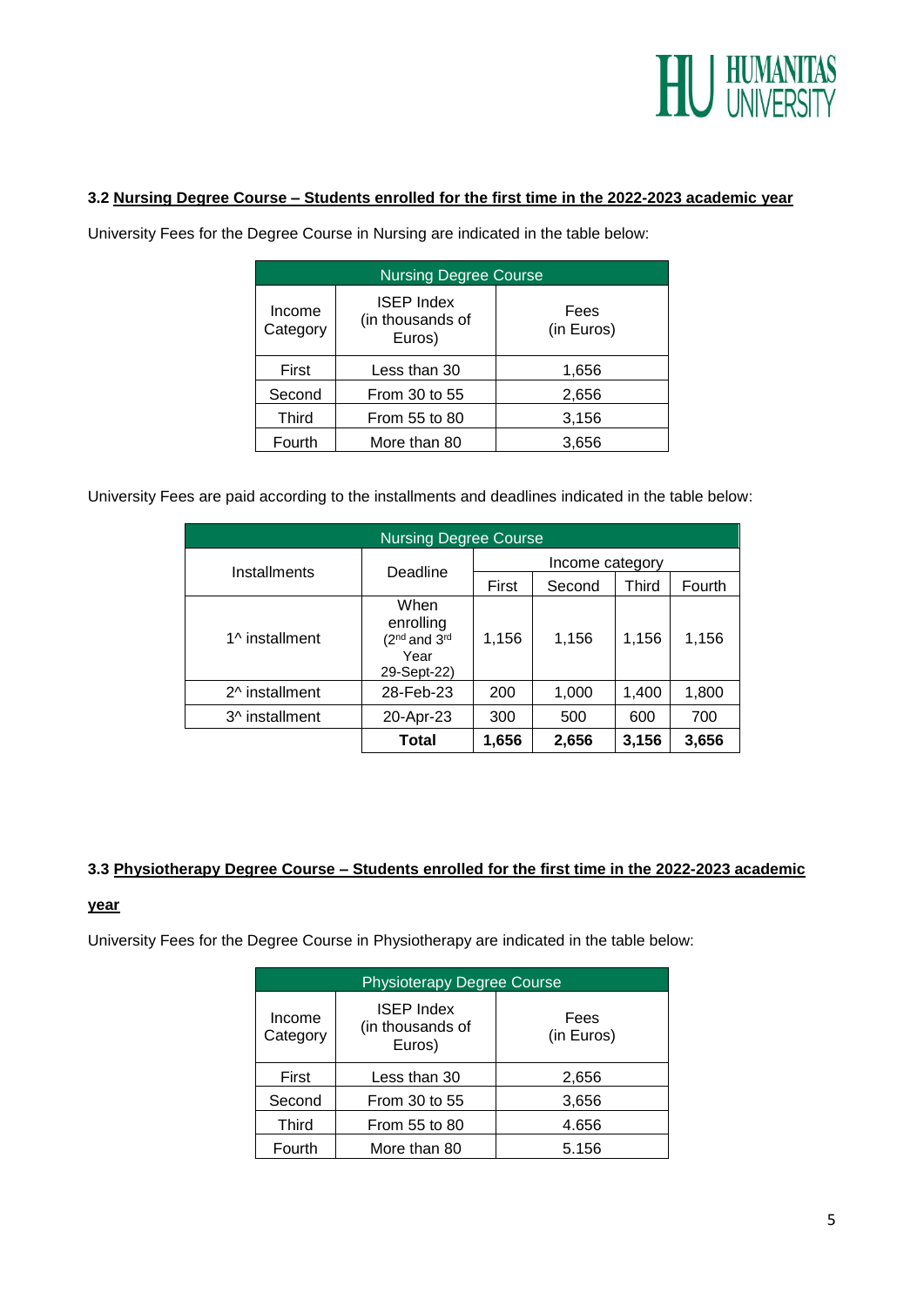### 3.2 Nursing Degree Course – Students enrolled for the first time in the 2022-2023 academic year

University Fees for the Degree Course in Nursing are indicated in the table below:

| Nursing Degree Course | | |
|---|---|---|
| Income Category | ISEP Index (in thousands of Euros) | Fees (in Euros) |
| First | Less than 30 | 1,656 |
| Second | From 30 to 55 | 2,656 |
| Third | From 55 to 80 | 3,156 |
| Fourth | More than 80 | 3,656 |

University Fees are paid according to the installments and deadlines indicated in the table below:

| Nursing Degree Course | | | | | |
|---|---|---|---|---|---|
| Installments | Deadline | Income category | | | |
| | | First | Second | Third | Fourth |
| 1^ installment | When enrolling (2nd and 3rd Year 29-Sept-22) | 1,156 | 1,156 | 1,156 | 1,156 |
| 2^ installment | 28-Feb-23 | 200 | 1,000 | 1,400 | 1,800 |
| 3^ installment | 20-Apr-23 | 300 | 500 | 600 | 700 |
| | **Total** | **1,656** | **2,656** | **3,156** | **3,656** |

### 3.3 Physiotherapy Degree Course – Students enrolled for the first time in the 2022-2023 academic year

University Fees for the Degree Course in Physiotherapy are indicated in the table below:

| Physioterapy Degree Course | | |
|---|---|---|
| Income Category | ISEP Index (in thousands of Euros) | Fees (in Euros) |
| First | Less than 30 | 2,656 |
| Second | From 30 to 55 | 3,656 |
| Third | From 55 to 80 | 4.656 |
| Fourth | More than 80 | 5.156 |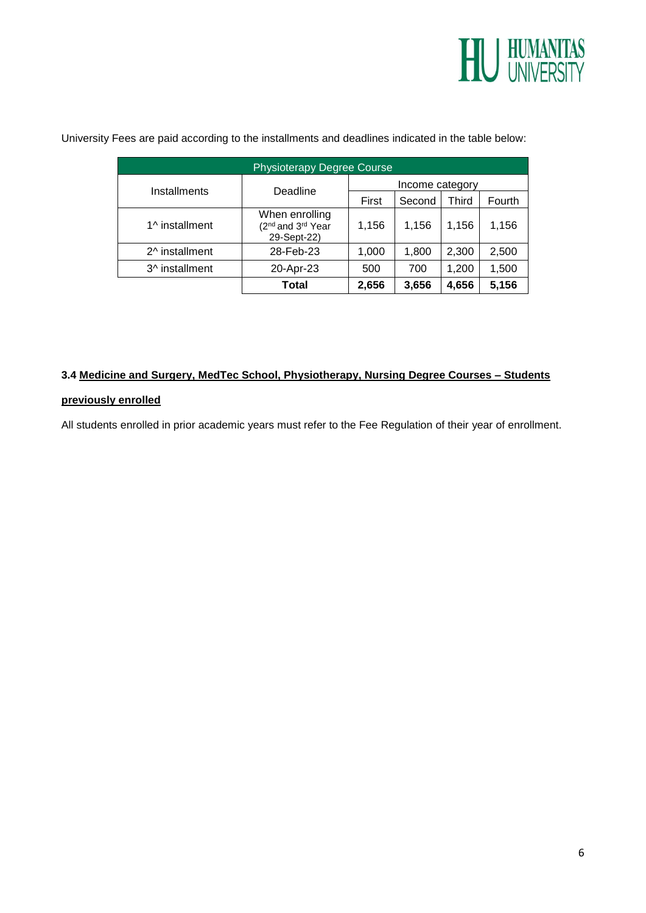University Fees are paid according to the installments and deadlines indicated in the table below:

| Physioterapy Degree Course | | | | | |
|---|---|---|---|---|---|
| Installments | Deadline | Income category | | | |
| | | First | Second | Third | Fourth |
| 1^ installment | When enrolling (2nd and 3rd Year 29-Sept-22) | 1,156 | 1,156 | 1,156 | 1,156 |
| 2^ installment | 28-Feb-23 | 1,000 | 1,800 | 2,300 | 2,500 |
| 3^ installment | 20-Apr-23 | 500 | 700 | 1,200 | 1,500 |
| | **Total** | **2,656** | **3,656** | **4,656** | **5,156** |

### 3.4 Medicine and Surgery, MedTec School, Physiotherapy, Nursing Degree Courses – Students previously enrolled

All students enrolled in prior academic years must refer to the Fee Regulation of their year of enrollment.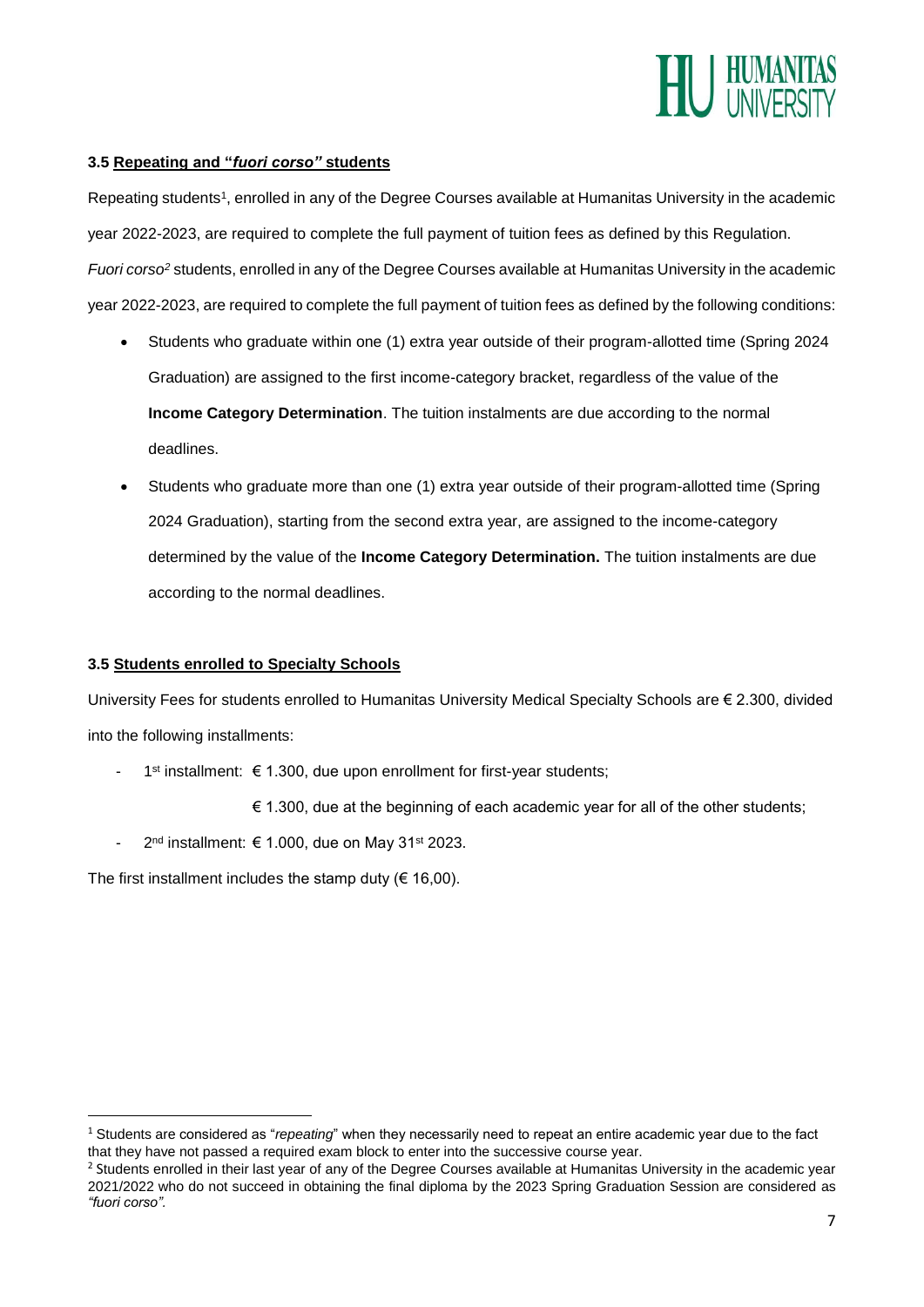### 3.5 Repeating and "*fuori corso"* students

Repeating students[1], enrolled in any of the Degree Courses available at Humanitas University in the academic year 2022-2023, are required to complete the full payment of tuition fees as defined by this Regulation.

*Fuori corso*[2] students, enrolled in any of the Degree Courses available at Humanitas University in the academic year 2022-2023, are required to complete the full payment of tuition fees as defined by the following conditions:

- Students who graduate within one (1) extra year outside of their program-allotted time (Spring 2024 Graduation) are assigned to the first income-category bracket, regardless of the value of the **Income Category Determination**. The tuition instalments are due according to the normal deadlines.
- Students who graduate more than one (1) extra year outside of their program-allotted time (Spring 2024 Graduation), starting from the second extra year, are assigned to the income-category determined by the value of the **Income Category Determination.** The tuition instalments are due according to the normal deadlines.

### 3.5 Students enrolled to Specialty Schools

University Fees for students enrolled to Humanitas University Medical Specialty Schools are € 2.300, divided into the following installments:

- 1st installment: € 1.300, due upon enrollment for first-year students;
  € 1.300, due at the beginning of each academic year for all of the other students;
- 2nd installment: € 1.000, due on May 31st 2023.

The first installment includes the stamp duty (€ 16,00).

---

[1] Students are considered as "*repeating*" when they necessarily need to repeat an entire academic year due to the fact that they have not passed a required exam block to enter into the successive course year.

[2] Students enrolled in their last year of any of the Degree Courses available at Humanitas University in the academic year 2021/2022 who do not succeed in obtaining the final diploma by the 2023 Spring Graduation Session are considered as *"fuori corso".*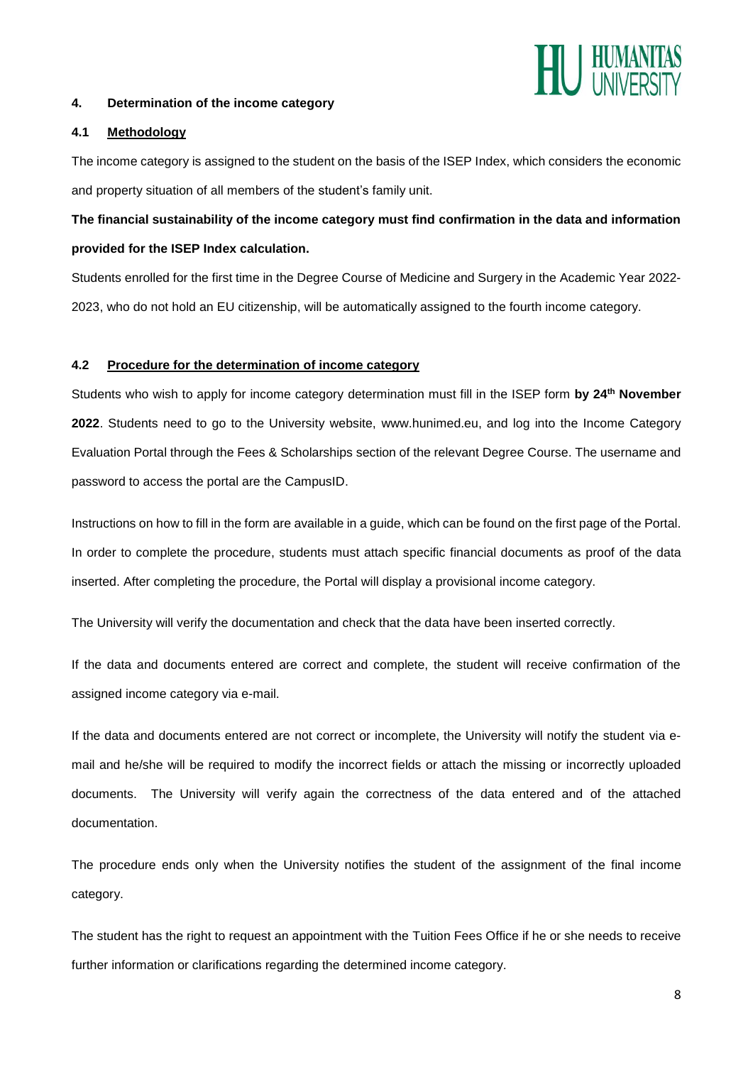## 4. Determination of the income category

### 4.1 Methodology

The income category is assigned to the student on the basis of the ISEP Index, which considers the economic and property situation of all members of the student's family unit.

**The financial sustainability of the income category must find confirmation in the data and information provided for the ISEP Index calculation.**

Students enrolled for the first time in the Degree Course of Medicine and Surgery in the Academic Year 2022-2023, who do not hold an EU citizenship, will be automatically assigned to the fourth income category.

### 4.2 Procedure for the determination of income category

Students who wish to apply for income category determination must fill in the ISEP form **by 24th November 2022**. Students need to go to the University website, www.hunimed.eu, and log into the Income Category Evaluation Portal through the Fees & Scholarships section of the relevant Degree Course. The username and password to access the portal are the CampusID.

Instructions on how to fill in the form are available in a guide, which can be found on the first page of the Portal. In order to complete the procedure, students must attach specific financial documents as proof of the data inserted. After completing the procedure, the Portal will display a provisional income category.

The University will verify the documentation and check that the data have been inserted correctly.

If the data and documents entered are correct and complete, the student will receive confirmation of the assigned income category via e-mail.

If the data and documents entered are not correct or incomplete, the University will notify the student via e-mail and he/she will be required to modify the incorrect fields or attach the missing or incorrectly uploaded documents. The University will verify again the correctness of the data entered and of the attached documentation.

The procedure ends only when the University notifies the student of the assignment of the final income category.

The student has the right to request an appointment with the Tuition Fees Office if he or she needs to receive further information or clarifications regarding the determined income category.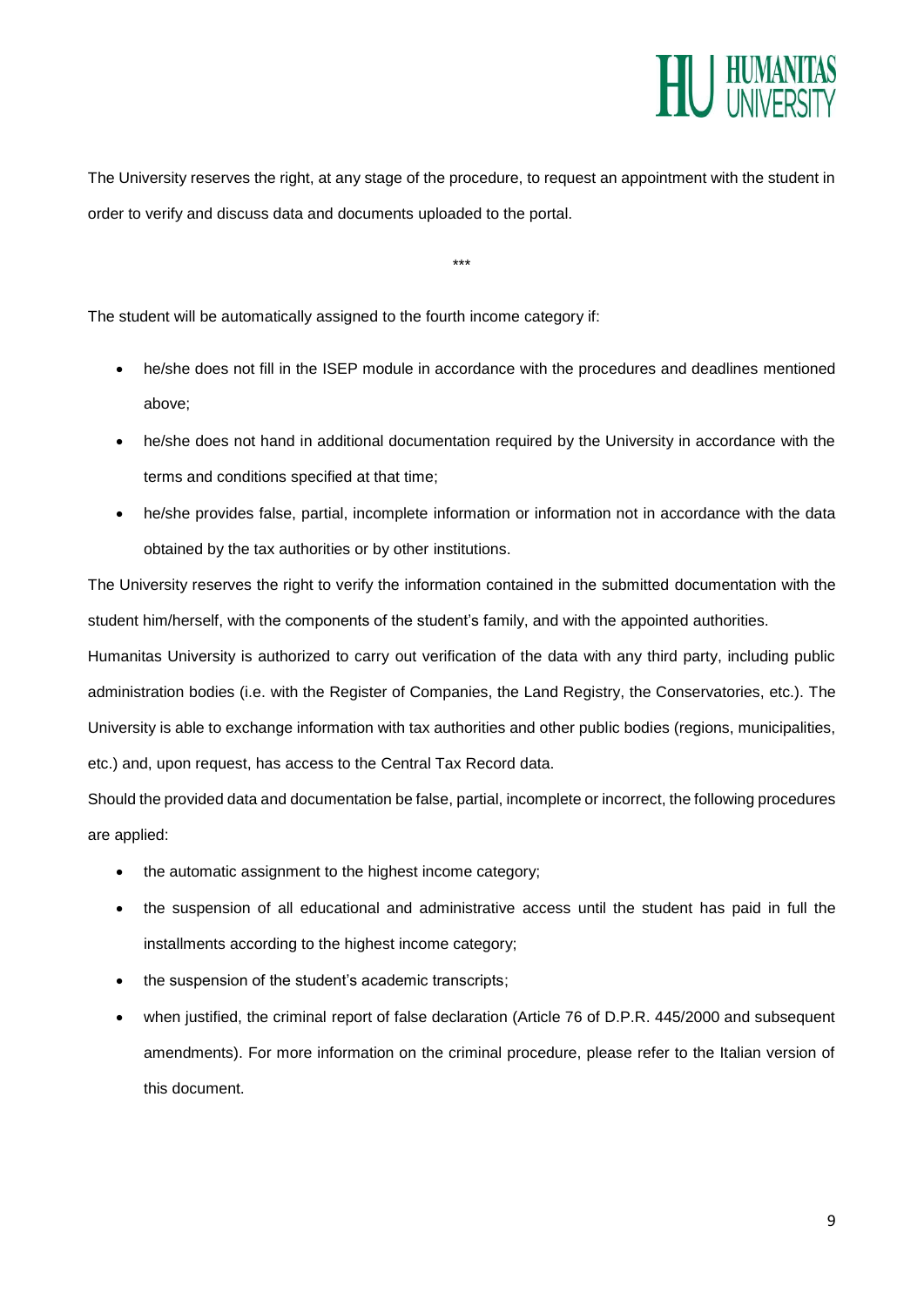The University reserves the right, at any stage of the procedure, to request an appointment with the student in order to verify and discuss data and documents uploaded to the portal.

***

The student will be automatically assigned to the fourth income category if:

- he/she does not fill in the ISEP module in accordance with the procedures and deadlines mentioned above;
- he/she does not hand in additional documentation required by the University in accordance with the terms and conditions specified at that time;
- he/she provides false, partial, incomplete information or information not in accordance with the data obtained by the tax authorities or by other institutions.

The University reserves the right to verify the information contained in the submitted documentation with the student him/herself, with the components of the student's family, and with the appointed authorities.

Humanitas University is authorized to carry out verification of the data with any third party, including public administration bodies (i.e. with the Register of Companies, the Land Registry, the Conservatories, etc.). The University is able to exchange information with tax authorities and other public bodies (regions, municipalities, etc.) and, upon request, has access to the Central Tax Record data.

Should the provided data and documentation be false, partial, incomplete or incorrect, the following procedures are applied:

- the automatic assignment to the highest income category;
- the suspension of all educational and administrative access until the student has paid in full the installments according to the highest income category;
- the suspension of the student's academic transcripts;
- when justified, the criminal report of false declaration (Article 76 of D.P.R. 445/2000 and subsequent amendments). For more information on the criminal procedure, please refer to the Italian version of this document.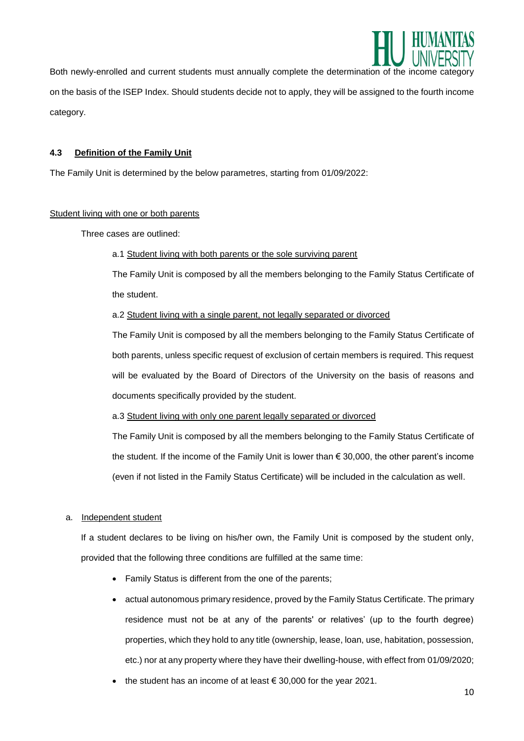Both newly-enrolled and current students must annually complete the determination of the income category on the basis of the ISEP Index. Should students decide not to apply, they will be assigned to the fourth income category.

### 4.3 Definition of the Family Unit

The Family Unit is determined by the below parametres, starting from 01/09/2022:

Student living with one or both parents

Three cases are outlined:

a.1 Student living with both parents or the sole surviving parent

The Family Unit is composed by all the members belonging to the Family Status Certificate of the student.

a.2 Student living with a single parent, not legally separated or divorced

The Family Unit is composed by all the members belonging to the Family Status Certificate of both parents, unless specific request of exclusion of certain members is required. This request will be evaluated by the Board of Directors of the University on the basis of reasons and documents specifically provided by the student.

a.3 Student living with only one parent legally separated or divorced

The Family Unit is composed by all the members belonging to the Family Status Certificate of the student. If the income of the Family Unit is lower than € 30,000, the other parent's income (even if not listed in the Family Status Certificate) will be included in the calculation as well.

a. Independent student

If a student declares to be living on his/her own, the Family Unit is composed by the student only, provided that the following three conditions are fulfilled at the same time:

- Family Status is different from the one of the parents;
- actual autonomous primary residence, proved by the Family Status Certificate. The primary residence must not be at any of the parents' or relatives' (up to the fourth degree) properties, which they hold to any title (ownership, lease, loan, use, habitation, possession, etc.) nor at any property where they have their dwelling-house, with effect from 01/09/2020;
- the student has an income of at least € 30,000 for the year 2021.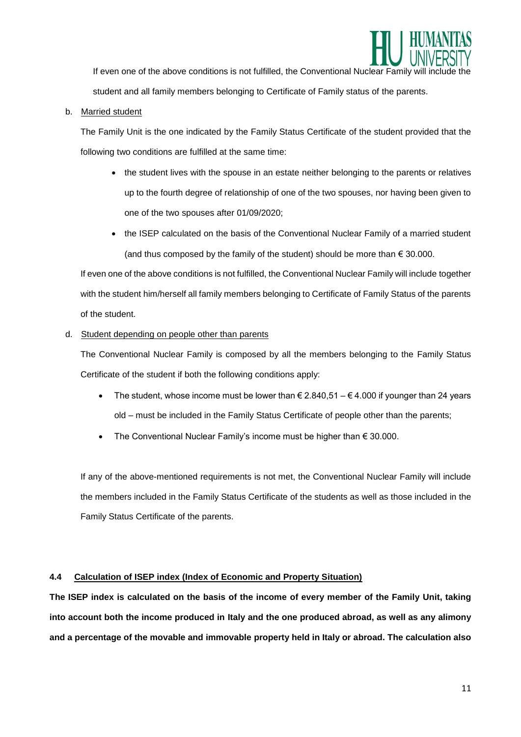If even one of the above conditions is not fulfilled, the Conventional Nuclear Family will include the student and all family members belonging to Certificate of Family status of the parents.

b. Married student

The Family Unit is the one indicated by the Family Status Certificate of the student provided that the following two conditions are fulfilled at the same time:

- the student lives with the spouse in an estate neither belonging to the parents or relatives up to the fourth degree of relationship of one of the two spouses, nor having been given to one of the two spouses after 01/09/2020;
- the ISEP calculated on the basis of the Conventional Nuclear Family of a married student (and thus composed by the family of the student) should be more than € 30.000.

If even one of the above conditions is not fulfilled, the Conventional Nuclear Family will include together with the student him/herself all family members belonging to Certificate of Family Status of the parents of the student.

d. Student depending on people other than parents

The Conventional Nuclear Family is composed by all the members belonging to the Family Status Certificate of the student if both the following conditions apply:

- The student, whose income must be lower than € 2.840,51 – € 4.000 if younger than 24 years old – must be included in the Family Status Certificate of people other than the parents;
- The Conventional Nuclear Family's income must be higher than € 30.000.

If any of the above-mentioned requirements is not met, the Conventional Nuclear Family will include the members included in the Family Status Certificate of the students as well as those included in the Family Status Certificate of the parents.

### 4.4 Calculation of ISEP index (Index of Economic and Property Situation)

**The ISEP index is calculated on the basis of the income of every member of the Family Unit, taking into account both the income produced in Italy and the one produced abroad, as well as any alimony and a percentage of the movable and immovable property held in Italy or abroad. The calculation also**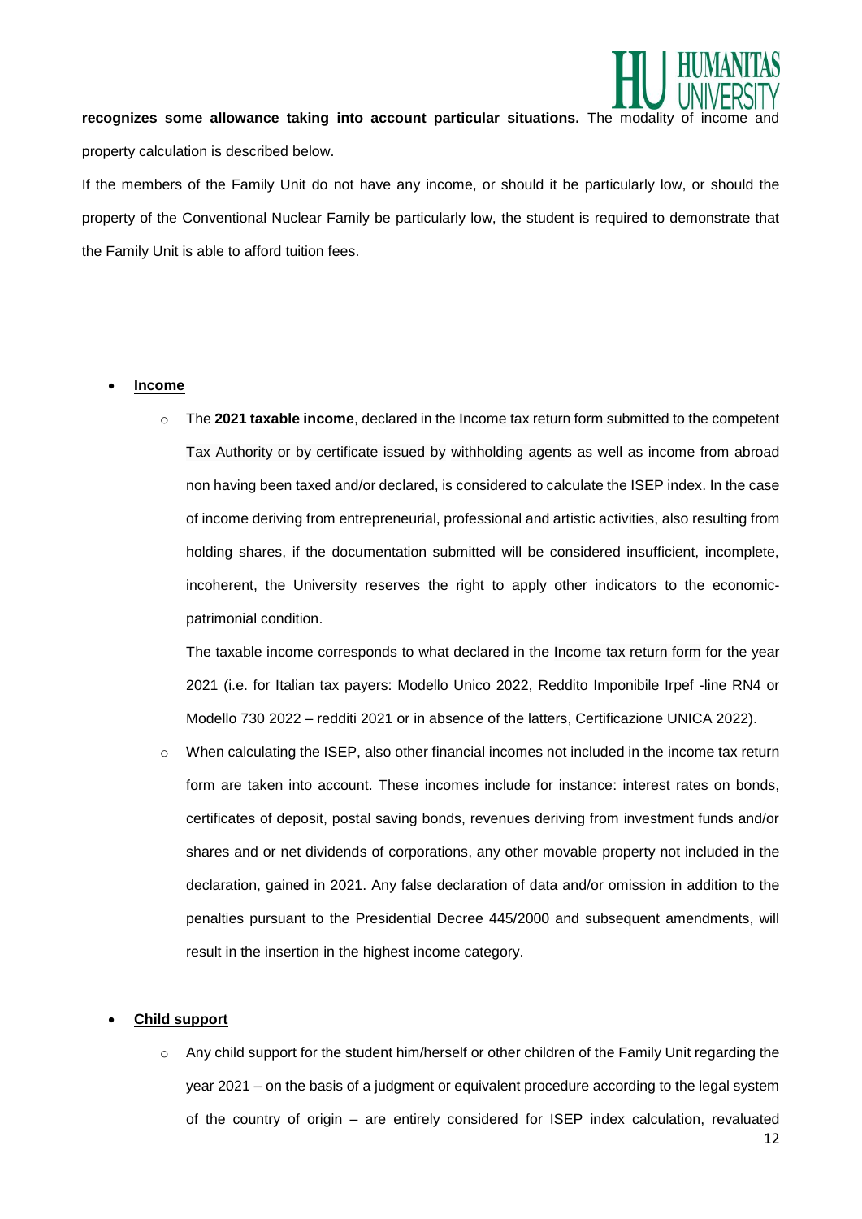**recognizes some allowance taking into account particular situations.** The modality of income and property calculation is described below.

If the members of the Family Unit do not have any income, or should it be particularly low, or should the property of the Conventional Nuclear Family be particularly low, the student is required to demonstrate that the Family Unit is able to afford tuition fees.

- **Income**
  - The **2021 taxable income**, declared in the Income tax return form submitted to the competent Tax Authority or by certificate issued by withholding agents as well as income from abroad non having been taxed and/or declared, is considered to calculate the ISEP index. In the case of income deriving from entrepreneurial, professional and artistic activities, also resulting from holding shares, if the documentation submitted will be considered insufficient, incomplete, incoherent, the University reserves the right to apply other indicators to the economic-patrimonial condition.

    The taxable income corresponds to what declared in the Income tax return form for the year 2021 (i.e. for Italian tax payers: Modello Unico 2022, Reddito Imponibile Irpef -line RN4 or Modello 730 2022 – redditi 2021 or in absence of the latters, Certificazione UNICA 2022).
  - When calculating the ISEP, also other financial incomes not included in the income tax return form are taken into account. These incomes include for instance: interest rates on bonds, certificates of deposit, postal saving bonds, revenues deriving from investment funds and/or shares and or net dividends of corporations, any other movable property not included in the declaration, gained in 2021. Any false declaration of data and/or omission in addition to the penalties pursuant to the Presidential Decree 445/2000 and subsequent amendments, will result in the insertion in the highest income category.

- **Child support**
  - Any child support for the student him/herself or other children of the Family Unit regarding the year 2021 – on the basis of a judgment or equivalent procedure according to the legal system of the country of origin – are entirely considered for ISEP index calculation, revaluated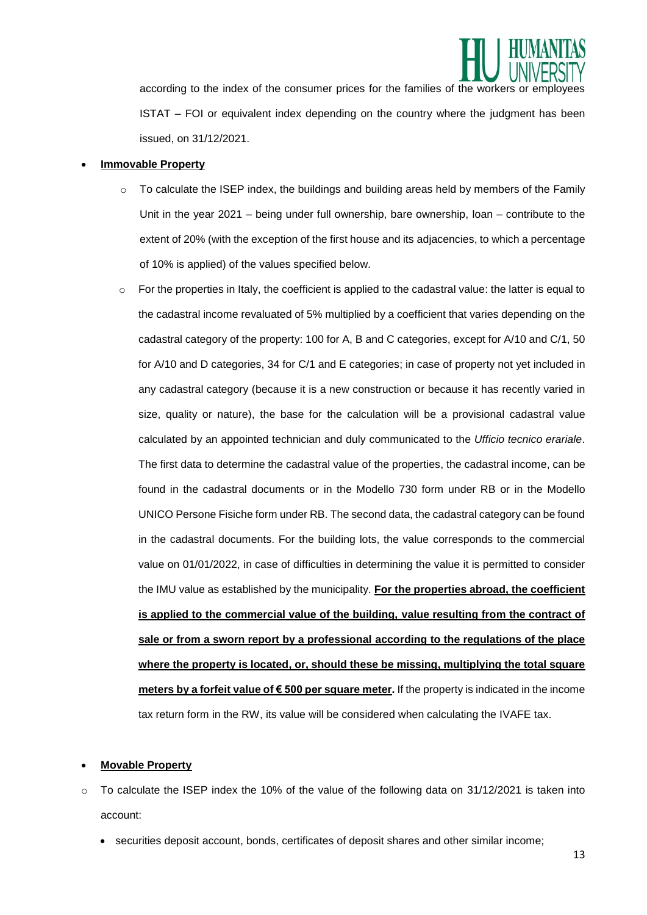according to the index of the consumer prices for the families of the workers or employees ISTAT – FOI or equivalent index depending on the country where the judgment has been issued, on 31/12/2021.

- **Immovable Property**
  - To calculate the ISEP index, the buildings and building areas held by members of the Family Unit in the year 2021 – being under full ownership, bare ownership, loan – contribute to the extent of 20% (with the exception of the first house and its adjacencies, to which a percentage of 10% is applied) of the values specified below.
  - For the properties in Italy, the coefficient is applied to the cadastral value: the latter is equal to the cadastral income revaluated of 5% multiplied by a coefficient that varies depending on the cadastral category of the property: 100 for A, B and C categories, except for A/10 and C/1, 50 for A/10 and D categories, 34 for C/1 and E categories; in case of property not yet included in any cadastral category (because it is a new construction or because it has recently varied in size, quality or nature), the base for the calculation will be a provisional cadastral value calculated by an appointed technician and duly communicated to the *Ufficio tecnico erariale*. The first data to determine the cadastral value of the properties, the cadastral income, can be found in the cadastral documents or in the Modello 730 form under RB or in the Modello UNICO Persone Fisiche form under RB. The second data, the cadastral category can be found in the cadastral documents. For the building lots, the value corresponds to the commercial value on 01/01/2022, in case of difficulties in determining the value it is permitted to consider the IMU value as established by the municipality. **For the properties abroad, the coefficient is applied to the commercial value of the building, value resulting from the contract of sale or from a sworn report by a professional according to the regulations of the place where the property is located, or, should these be missing, multiplying the total square meters by a forfeit value of € 500 per square meter.** If the property is indicated in the income tax return form in the RW, its value will be considered when calculating the IVAFE tax.

- **Movable Property**
  - To calculate the ISEP index the 10% of the value of the following data on 31/12/2021 is taken into account:
    - securities deposit account, bonds, certificates of deposit shares and other similar income;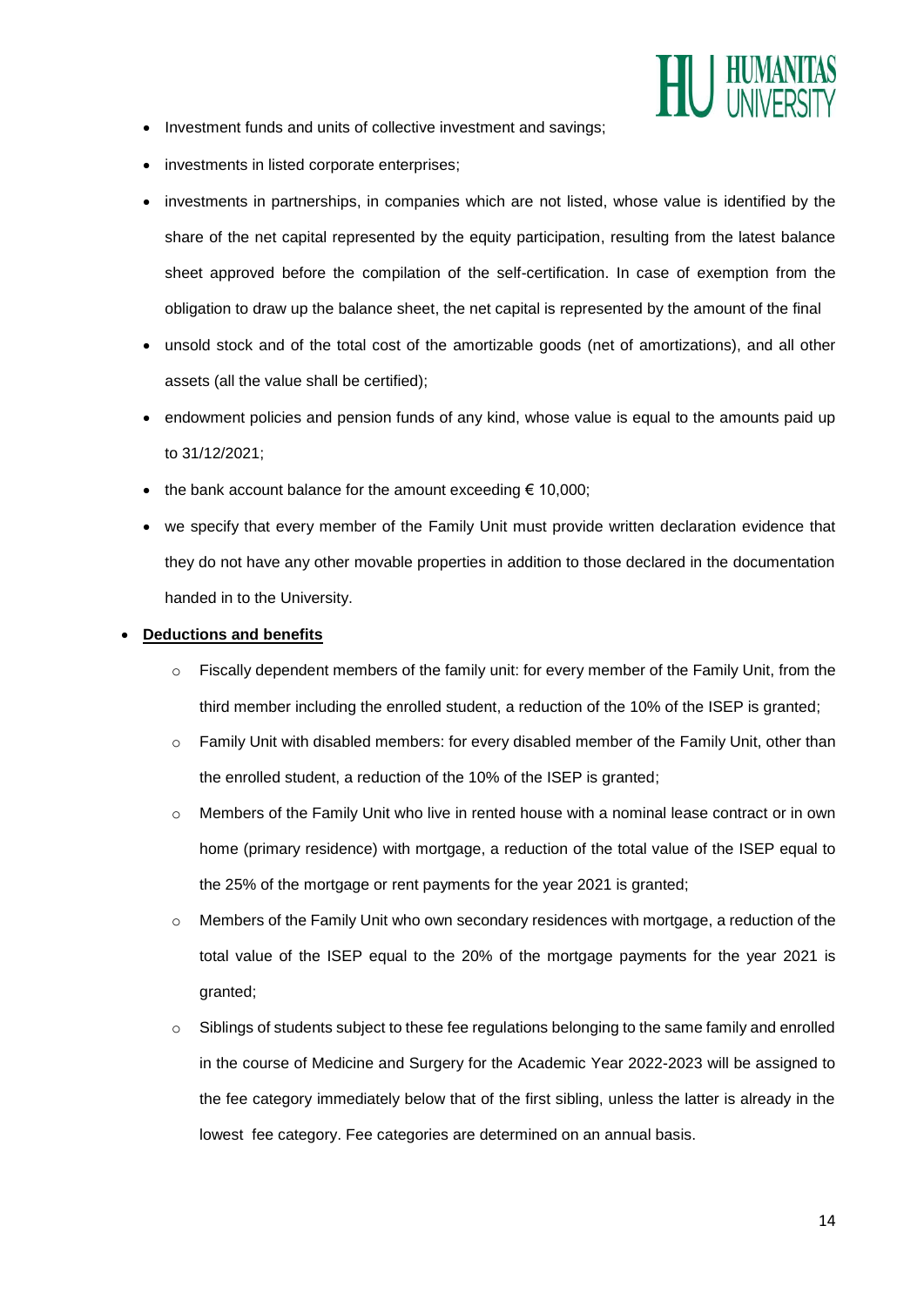- Investment funds and units of collective investment and savings;
- investments in listed corporate enterprises;
- investments in partnerships, in companies which are not listed, whose value is identified by the share of the net capital represented by the equity participation, resulting from the latest balance sheet approved before the compilation of the self-certification. In case of exemption from the obligation to draw up the balance sheet, the net capital is represented by the amount of the final
- unsold stock and of the total cost of the amortizable goods (net of amortizations), and all other assets (all the value shall be certified);
- endowment policies and pension funds of any kind, whose value is equal to the amounts paid up to 31/12/2021;
- the bank account balance for the amount exceeding € 10,000;
- we specify that every member of the Family Unit must provide written declaration evidence that they do not have any other movable properties in addition to those declared in the documentation handed in to the University.

- **Deductions and benefits**
  - Fiscally dependent members of the family unit: for every member of the Family Unit, from the third member including the enrolled student, a reduction of the 10% of the ISEP is granted;
  - Family Unit with disabled members: for every disabled member of the Family Unit, other than the enrolled student, a reduction of the 10% of the ISEP is granted;
  - Members of the Family Unit who live in rented house with a nominal lease contract or in own home (primary residence) with mortgage, a reduction of the total value of the ISEP equal to the 25% of the mortgage or rent payments for the year 2021 is granted;
  - Members of the Family Unit who own secondary residences with mortgage, a reduction of the total value of the ISEP equal to the 20% of the mortgage payments for the year 2021 is granted;
  - Siblings of students subject to these fee regulations belonging to the same family and enrolled in the course of Medicine and Surgery for the Academic Year 2022-2023 will be assigned to the fee category immediately below that of the first sibling, unless the latter is already in the lowest fee category. Fee categories are determined on an annual basis.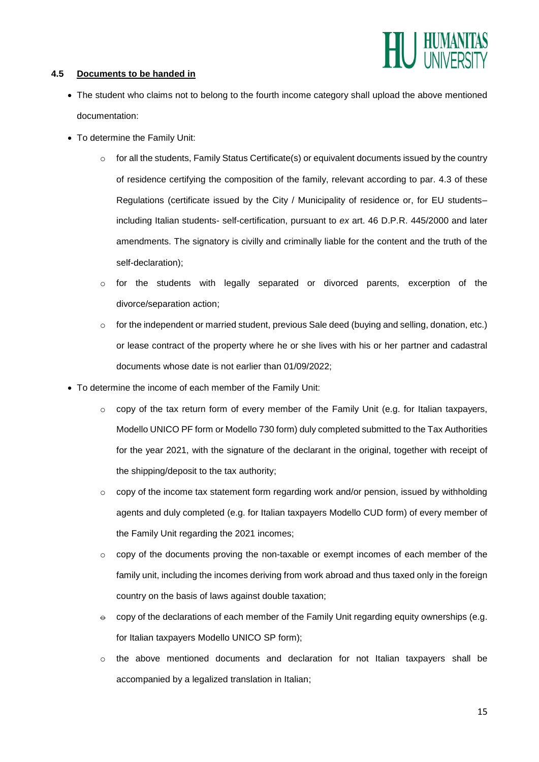### 4.5 Documents to be handed in

- The student who claims not to belong to the fourth income category shall upload the above mentioned documentation:
- To determine the Family Unit:
  - for all the students, Family Status Certificate(s) or equivalent documents issued by the country of residence certifying the composition of the family, relevant according to par. 4.3 of these Regulations (certificate issued by the City / Municipality of residence or, for EU students– including Italian students- self-certification, pursuant to *ex* art. 46 D.P.R. 445/2000 and later amendments. The signatory is civilly and criminally liable for the content and the truth of the self-declaration);
  - for the students with legally separated or divorced parents, excerption of the divorce/separation action;
  - for the independent or married student, previous Sale deed (buying and selling, donation, etc.) or lease contract of the property where he or she lives with his or her partner and cadastral documents whose date is not earlier than 01/09/2022;
- To determine the income of each member of the Family Unit:
  - copy of the tax return form of every member of the Family Unit (e.g. for Italian taxpayers, Modello UNICO PF form or Modello 730 form) duly completed submitted to the Tax Authorities for the year 2021, with the signature of the declarant in the original, together with receipt of the shipping/deposit to the tax authority;
  - copy of the income tax statement form regarding work and/or pension, issued by withholding agents and duly completed (e.g. for Italian taxpayers Modello CUD form) of every member of the Family Unit regarding the 2021 incomes;
  - copy of the documents proving the non-taxable or exempt incomes of each member of the family unit, including the incomes deriving from work abroad and thus taxed only in the foreign country on the basis of laws against double taxation;
  - copy of the declarations of each member of the Family Unit regarding equity ownerships (e.g. for Italian taxpayers Modello UNICO SP form);
  - the above mentioned documents and declaration for not Italian taxpayers shall be accompanied by a legalized translation in Italian;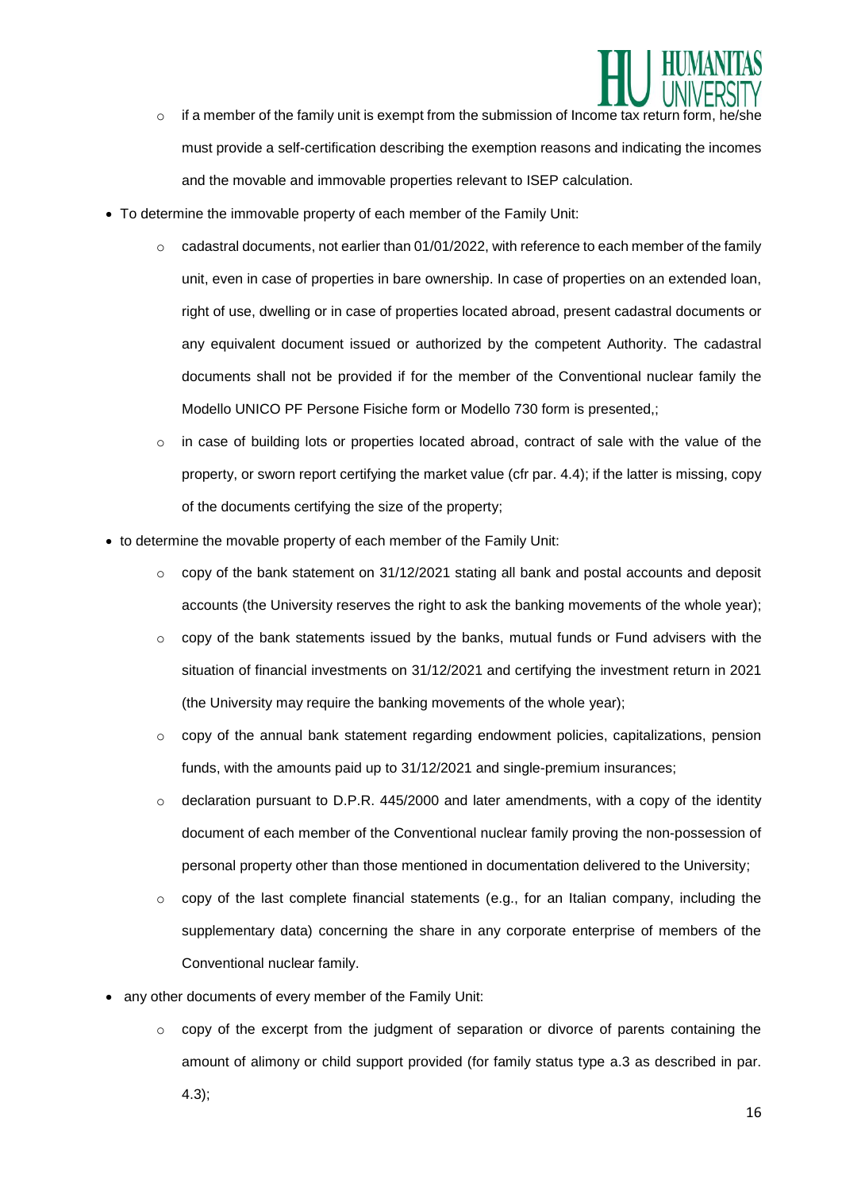- if a member of the family unit is exempt from the submission of Income tax return form, he/she must provide a self-certification describing the exemption reasons and indicating the incomes and the movable and immovable properties relevant to ISEP calculation.

- To determine the immovable property of each member of the Family Unit:
  - cadastral documents, not earlier than 01/01/2022, with reference to each member of the family unit, even in case of properties in bare ownership. In case of properties on an extended loan, right of use, dwelling or in case of properties located abroad, present cadastral documents or any equivalent document issued or authorized by the competent Authority. The cadastral documents shall not be provided if for the member of the Conventional nuclear family the Modello UNICO PF Persone Fisiche form or Modello 730 form is presented,;
  - in case of building lots or properties located abroad, contract of sale with the value of the property, or sworn report certifying the market value (cfr par. 4.4); if the latter is missing, copy of the documents certifying the size of the property;
- to determine the movable property of each member of the Family Unit:
  - copy of the bank statement on 31/12/2021 stating all bank and postal accounts and deposit accounts (the University reserves the right to ask the banking movements of the whole year);
  - copy of the bank statements issued by the banks, mutual funds or Fund advisers with the situation of financial investments on 31/12/2021 and certifying the investment return in 2021 (the University may require the banking movements of the whole year);
  - copy of the annual bank statement regarding endowment policies, capitalizations, pension funds, with the amounts paid up to 31/12/2021 and single-premium insurances;
  - declaration pursuant to D.P.R. 445/2000 and later amendments, with a copy of the identity document of each member of the Conventional nuclear family proving the non-possession of personal property other than those mentioned in documentation delivered to the University;
  - copy of the last complete financial statements (e.g., for an Italian company, including the supplementary data) concerning the share in any corporate enterprise of members of the Conventional nuclear family.
- any other documents of every member of the Family Unit:
  - copy of the excerpt from the judgment of separation or divorce of parents containing the amount of alimony or child support provided (for family status type a.3 as described in par. 4.3);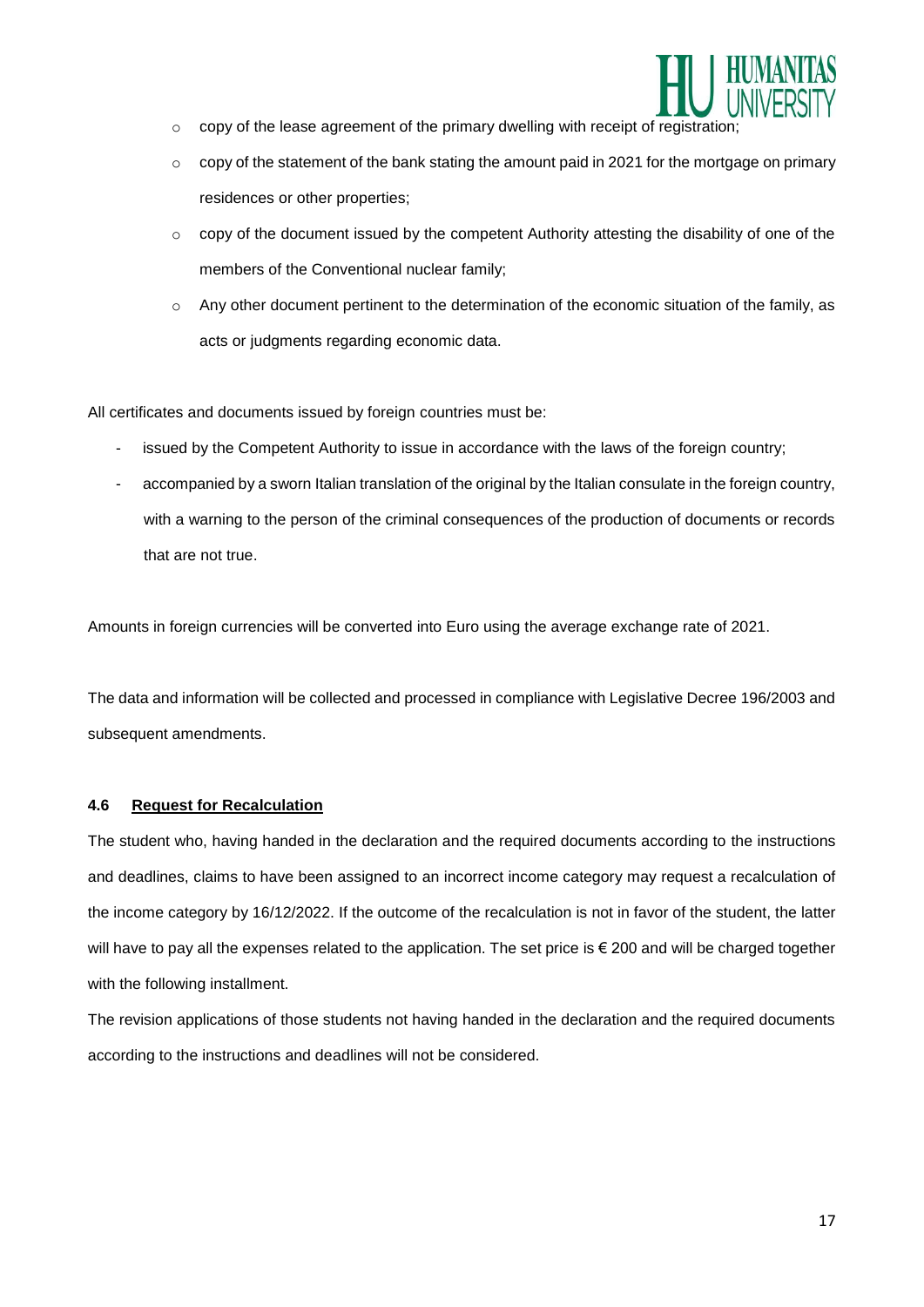- copy of the lease agreement of the primary dwelling with receipt of registration;
- copy of the statement of the bank stating the amount paid in 2021 for the mortgage on primary residences or other properties;
- copy of the document issued by the competent Authority attesting the disability of one of the members of the Conventional nuclear family;
- Any other document pertinent to the determination of the economic situation of the family, as acts or judgments regarding economic data.

All certificates and documents issued by foreign countries must be:

- issued by the Competent Authority to issue in accordance with the laws of the foreign country;
- accompanied by a sworn Italian translation of the original by the Italian consulate in the foreign country, with a warning to the person of the criminal consequences of the production of documents or records that are not true.

Amounts in foreign currencies will be converted into Euro using the average exchange rate of 2021.

The data and information will be collected and processed in compliance with Legislative Decree 196/2003 and subsequent amendments.

### 4.6 Request for Recalculation

The student who, having handed in the declaration and the required documents according to the instructions and deadlines, claims to have been assigned to an incorrect income category may request a recalculation of the income category by 16/12/2022. If the outcome of the recalculation is not in favor of the student, the latter will have to pay all the expenses related to the application. The set price is € 200 and will be charged together with the following installment.

The revision applications of those students not having handed in the declaration and the required documents according to the instructions and deadlines will not be considered.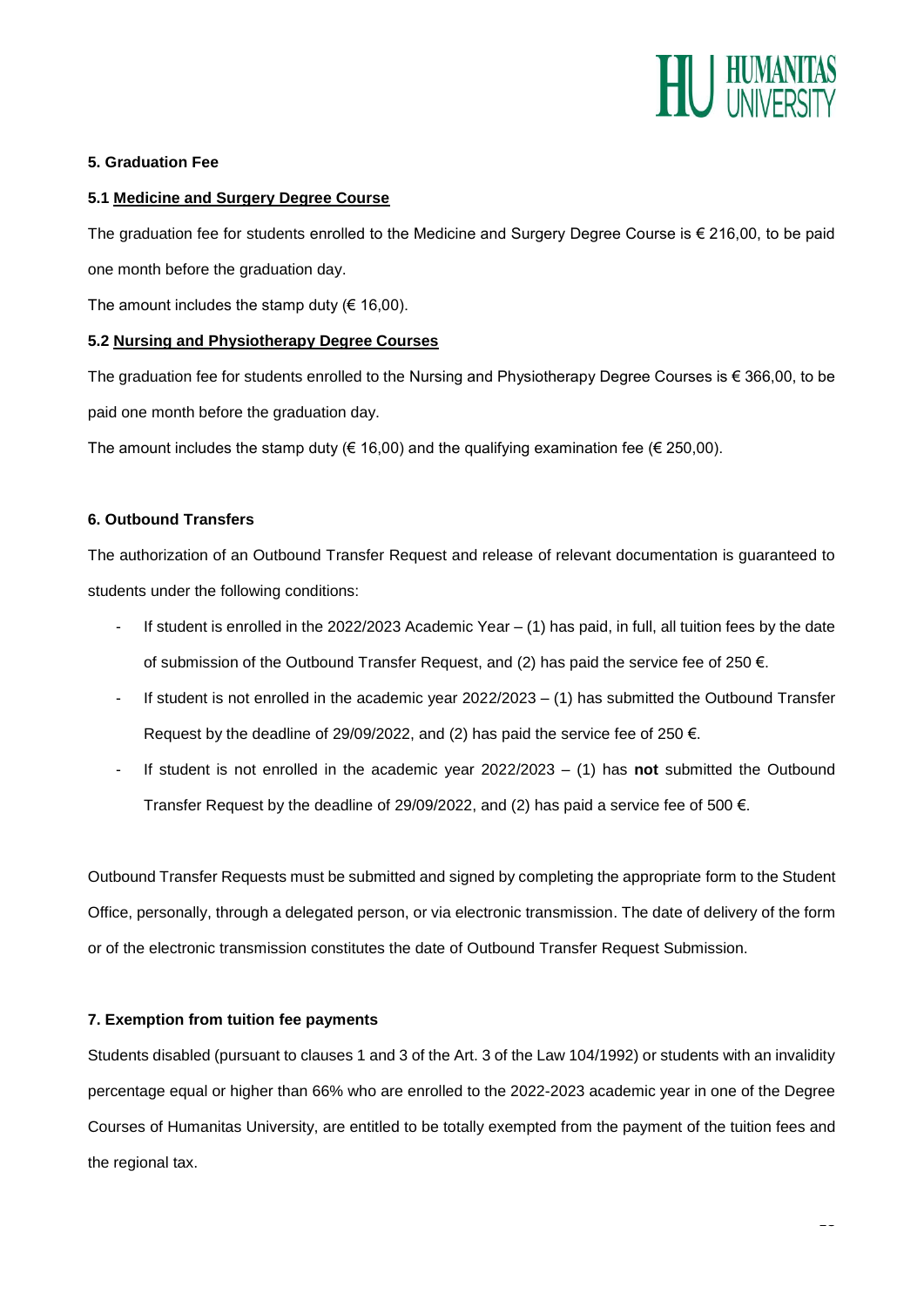### 5. Graduation Fee

**5.1 Medicine and Surgery Degree Course**

The graduation fee for students enrolled to the Medicine and Surgery Degree Course is € 216,00, to be paid one month before the graduation day.

The amount includes the stamp duty (€ 16,00).

**5.2 Nursing and Physiotherapy Degree Courses**

The graduation fee for students enrolled to the Nursing and Physiotherapy Degree Courses is € 366,00, to be paid one month before the graduation day.

The amount includes the stamp duty (€ 16,00) and the qualifying examination fee (€ 250,00).

### 6. Outbound Transfers

The authorization of an Outbound Transfer Request and release of relevant documentation is guaranteed to students under the following conditions:

- If student is enrolled in the 2022/2023 Academic Year – (1) has paid, in full, all tuition fees by the date of submission of the Outbound Transfer Request, and (2) has paid the service fee of 250 €.
- If student is not enrolled in the academic year 2022/2023 – (1) has submitted the Outbound Transfer Request by the deadline of 29/09/2022, and (2) has paid the service fee of 250 €.
- If student is not enrolled in the academic year 2022/2023 – (1) has **not** submitted the Outbound Transfer Request by the deadline of 29/09/2022, and (2) has paid a service fee of 500 €.

Outbound Transfer Requests must be submitted and signed by completing the appropriate form to the Student Office, personally, through a delegated person, or via electronic transmission. The date of delivery of the form or of the electronic transmission constitutes the date of Outbound Transfer Request Submission.

### 7. Exemption from tuition fee payments

Students disabled (pursuant to clauses 1 and 3 of the Art. 3 of the Law 104/1992) or students with an invalidity percentage equal or higher than 66% who are enrolled to the 2022-2023 academic year in one of the Degree Courses of Humanitas University, are entitled to be totally exempted from the payment of the tuition fees and the regional tax.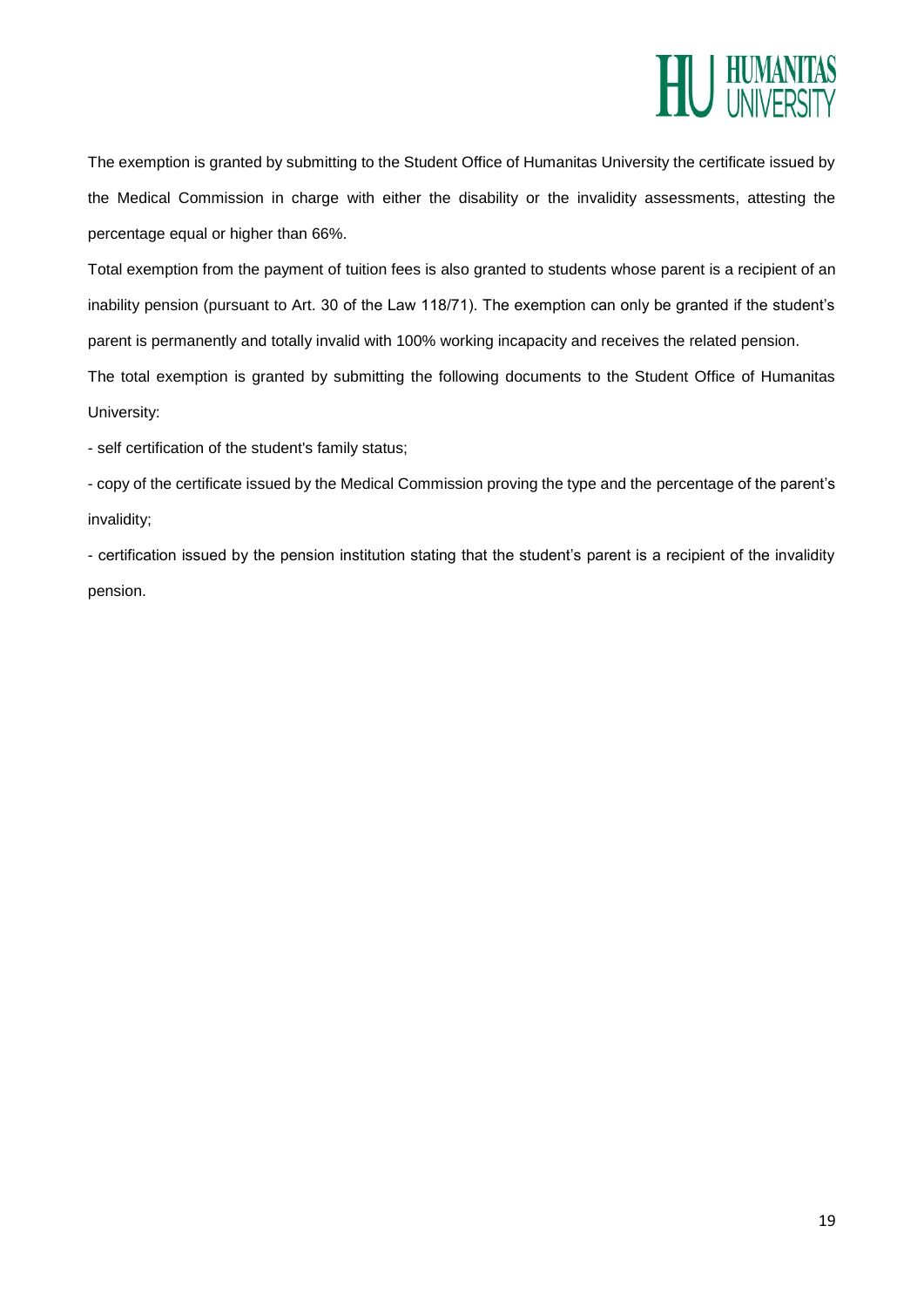The exemption is granted by submitting to the Student Office of Humanitas University the certificate issued by the Medical Commission in charge with either the disability or the invalidity assessments, attesting the percentage equal or higher than 66%.

Total exemption from the payment of tuition fees is also granted to students whose parent is a recipient of an inability pension (pursuant to Art. 30 of the Law 118/71). The exemption can only be granted if the student's parent is permanently and totally invalid with 100% working incapacity and receives the related pension.

The total exemption is granted by submitting the following documents to the Student Office of Humanitas University:

- self certification of the student's family status;
- copy of the certificate issued by the Medical Commission proving the type and the percentage of the parent's invalidity;
- certification issued by the pension institution stating that the student's parent is a recipient of the invalidity pension.